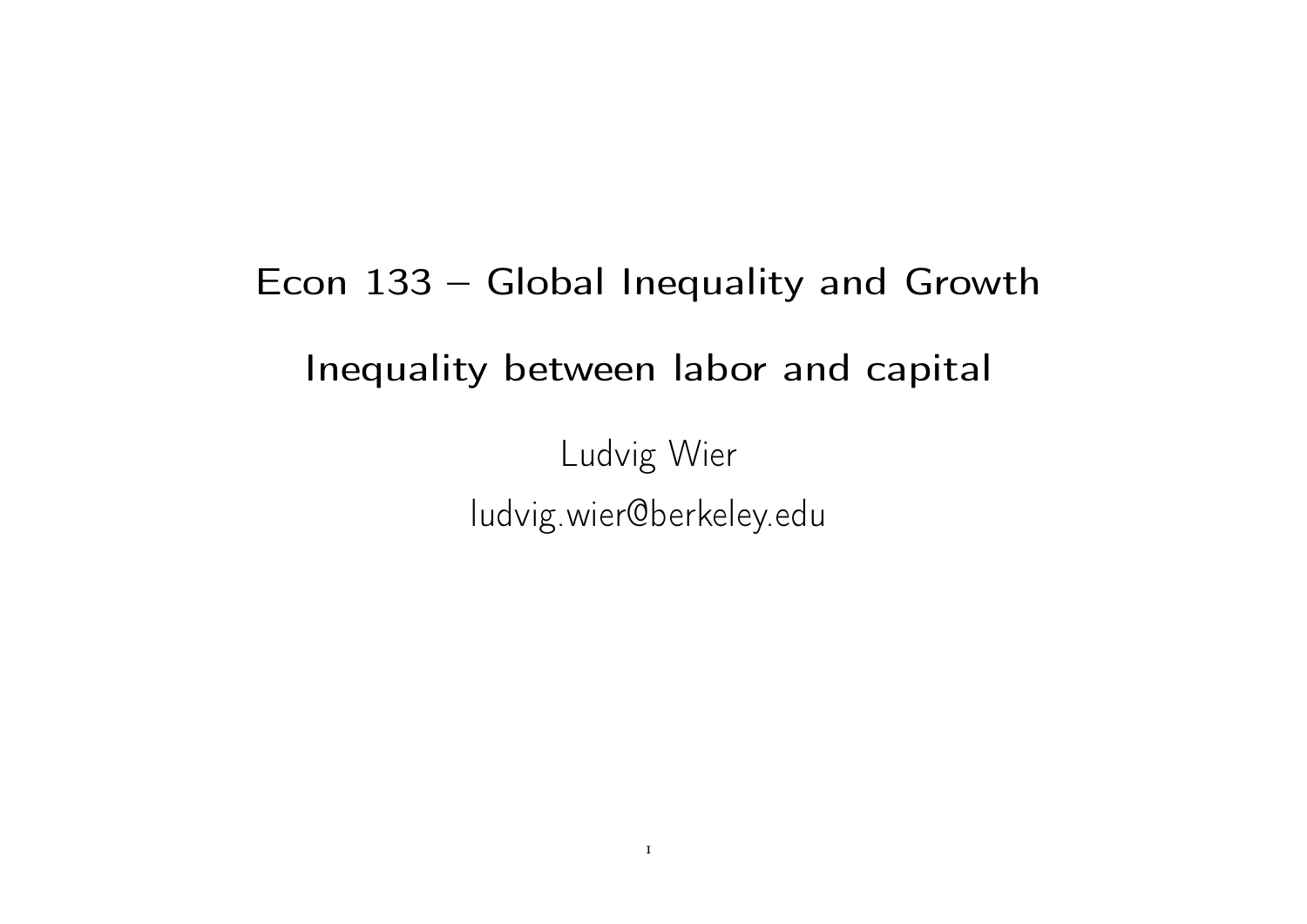# Econ 133 – Global Inequality and Growth

## Inequality between labor and capital

Ludvig Wier

ludvig.wier@berkeley.edu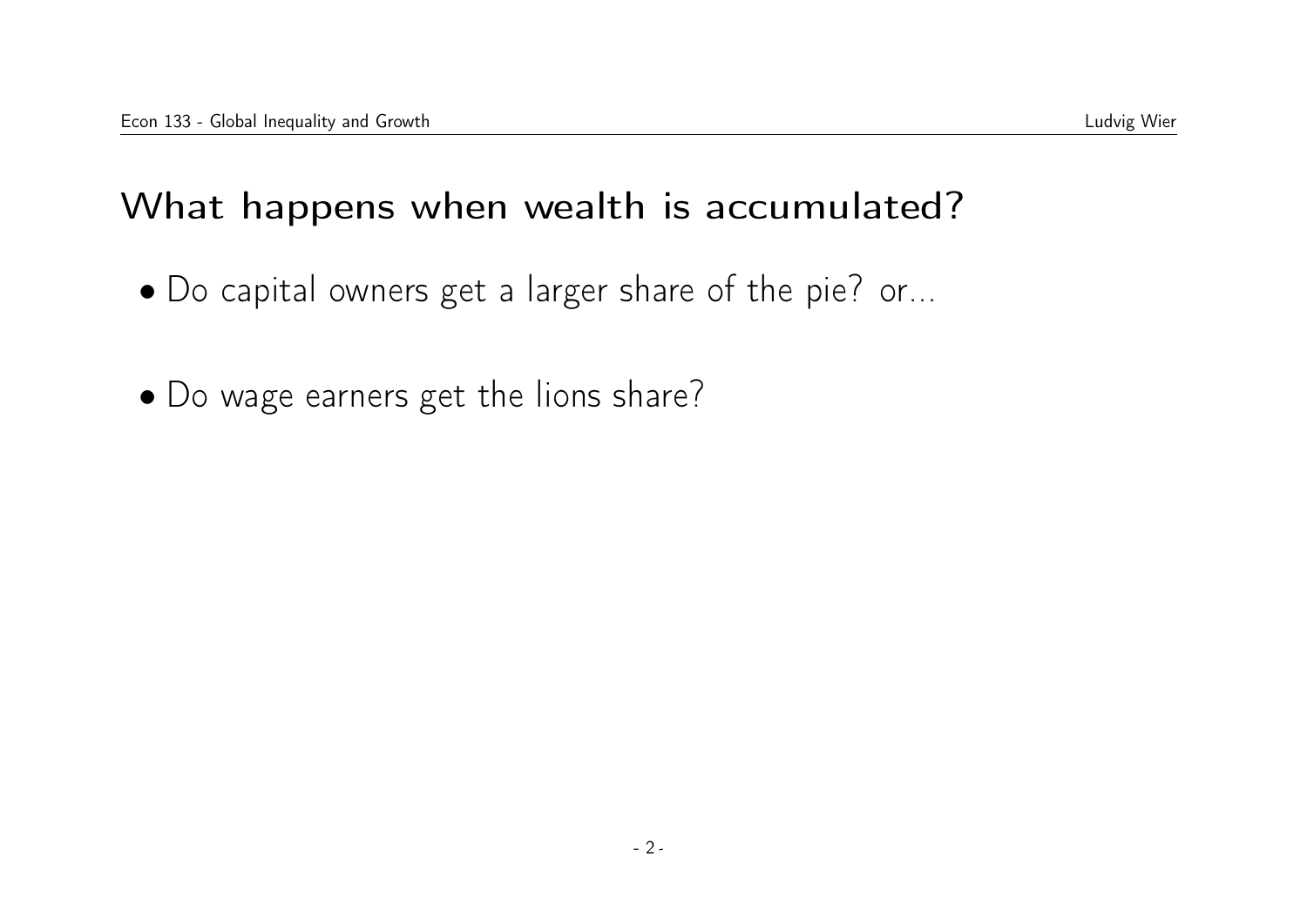## What happens when wealth is accumulated?

- Do capital owners get a larger share of the pie? or...
- Do wage earners get the lions share?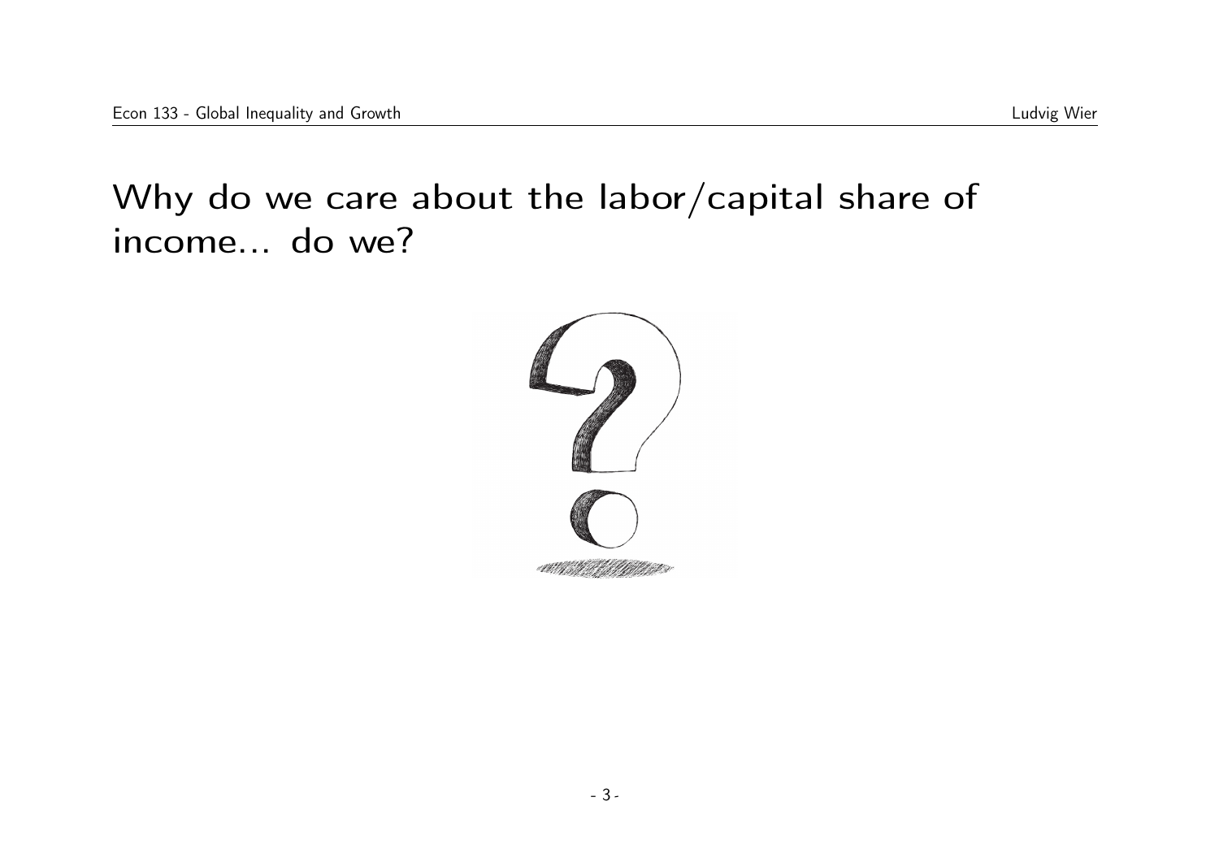# Why do we care about the labor/capital share of income... do we?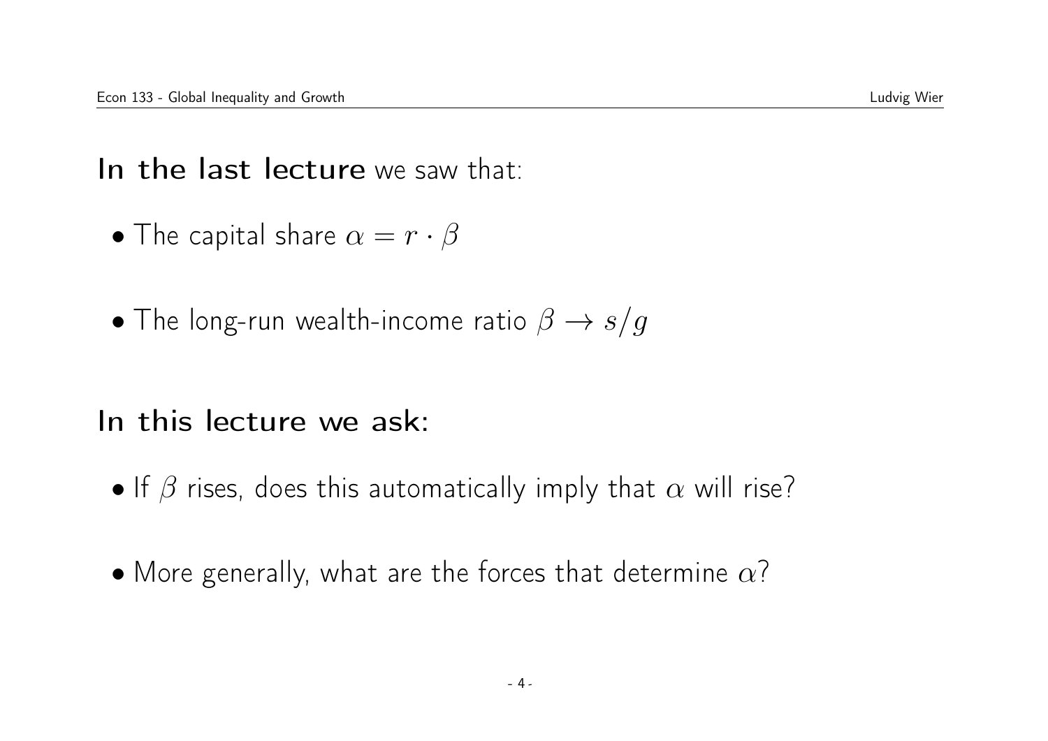**In the last lecture** we saw that:

- The capital share $\alpha = r \cdot \beta$

- The long-run wealth-income ratio $\beta \to s/g$

**In this lecture we ask:**

- If $\beta$ rises, does this automatically imply that $\alpha$ will rise?

- More generally, what are the forces that determine $\alpha$?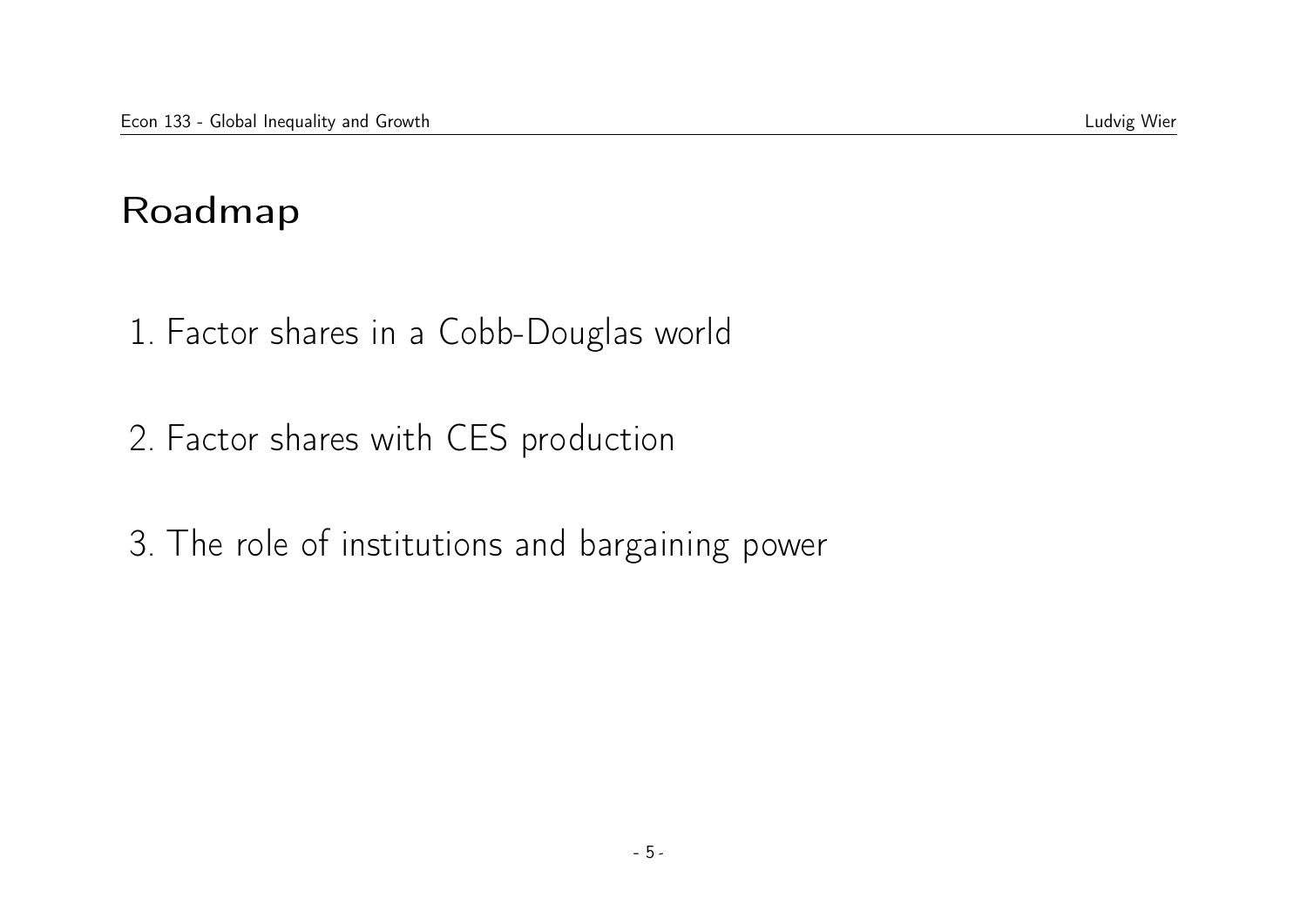# Roadmap

1. Factor shares in a Cobb-Douglas world
2. Factor shares with CES production
3. The role of institutions and bargaining power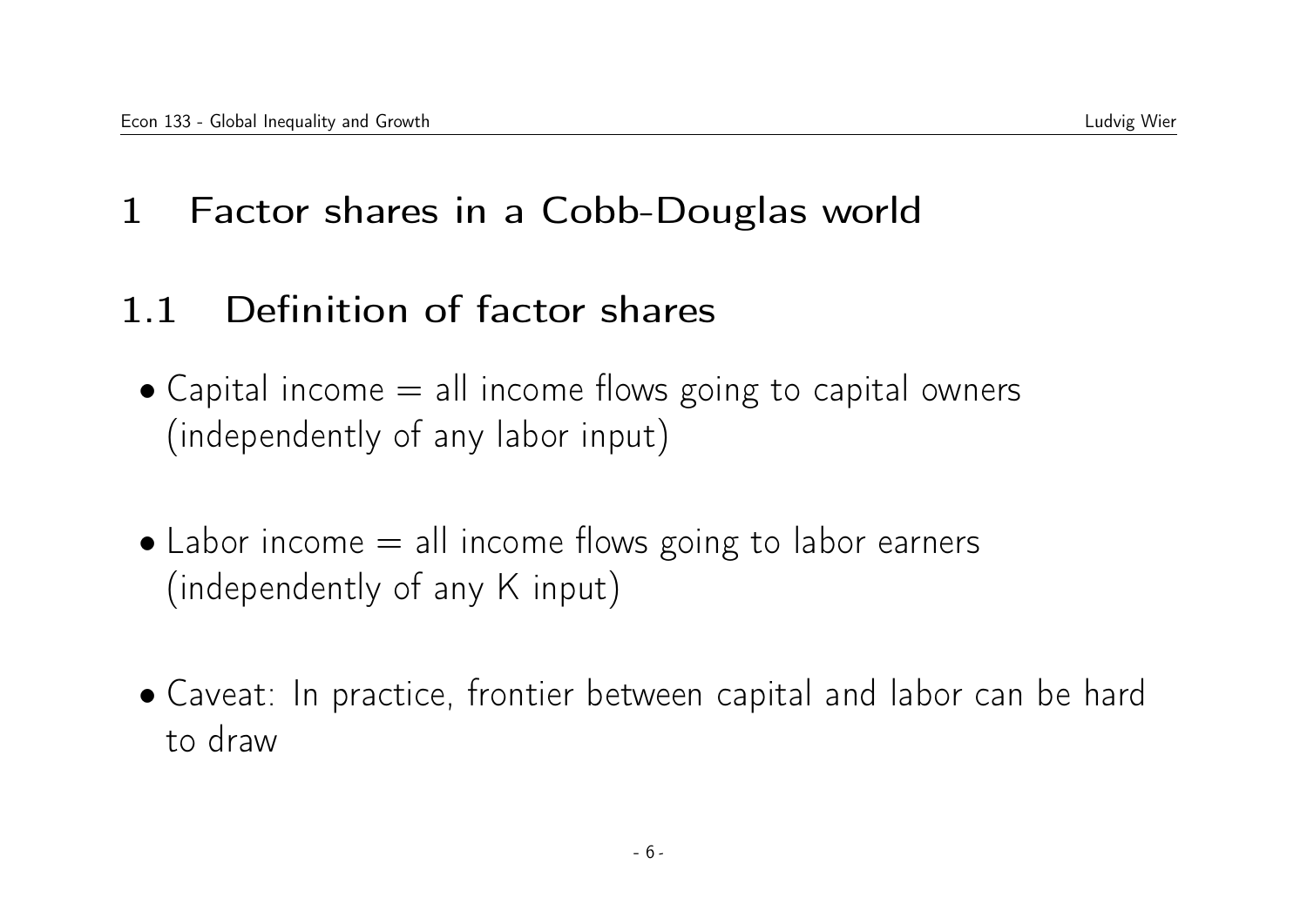# 1 Factor shares in a Cobb-Douglas world

## 1.1 Definition of factor shares

- Capital income = all income flows going to capital owners (independently of any labor input)

- Labor income = all income flows going to labor earners (independently of any K input)

- Caveat: In practice, frontier between capital and labor can be hard to draw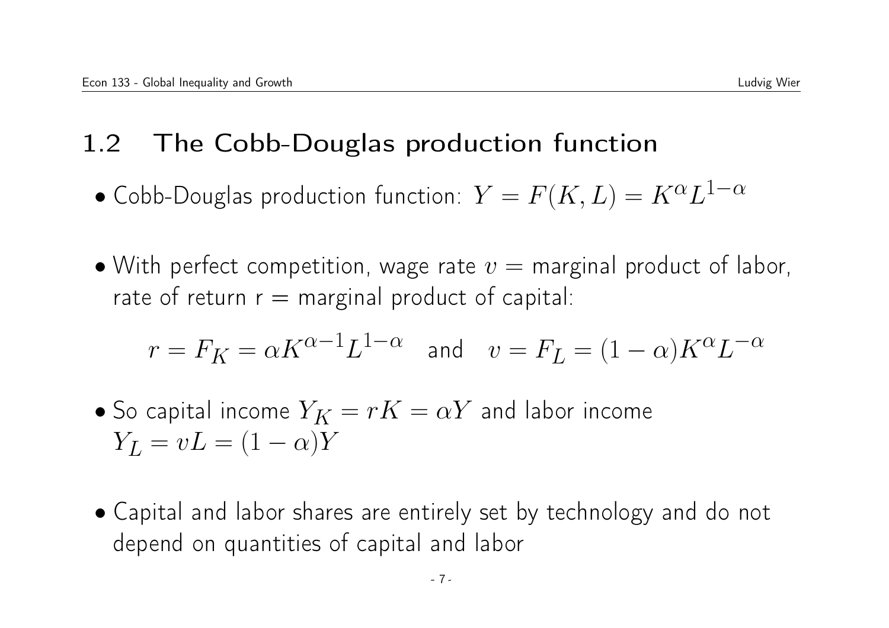## 1.2 The Cobb-Douglas production function

- Cobb-Douglas production function: $Y = F(K, L) = K^{\alpha} L^{1-\alpha}$

- With perfect competition, wage rate $v =$ marginal product of labor, rate of return r = marginal product of capital:

$$r = F_K = \alpha K^{\alpha - 1} L^{1-\alpha} \quad \text{and} \quad v = F_L = (1 - \alpha) K^{\alpha} L^{-\alpha}$$

- So capital income $Y_K = rK = \alpha Y$ and labor income $Y_L = vL = (1 - \alpha) Y$

- Capital and labor shares are entirely set by technology and do not depend on quantities of capital and labor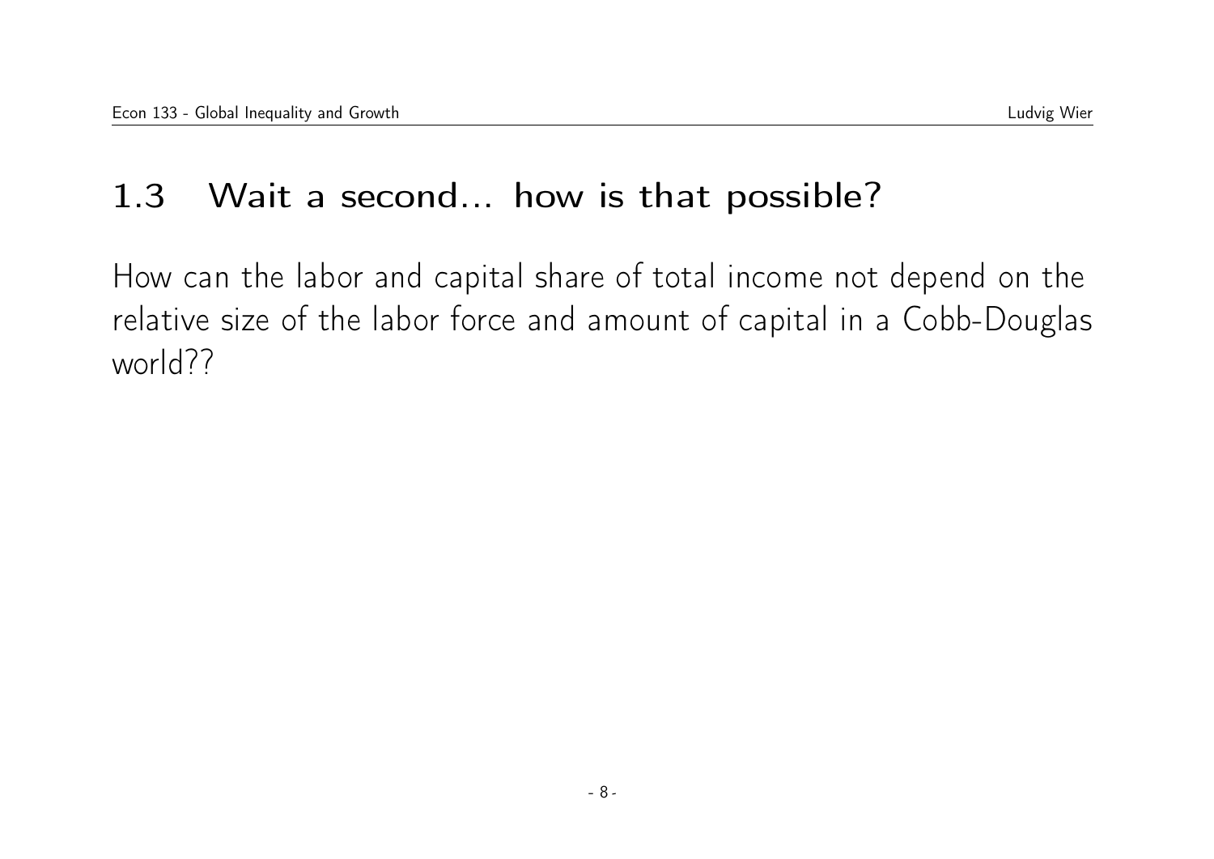## 1.3 Wait a second... how is that possible?

How can the labor and capital share of total income not depend on the relative size of the labor force and amount of capital in a Cobb-Douglas world??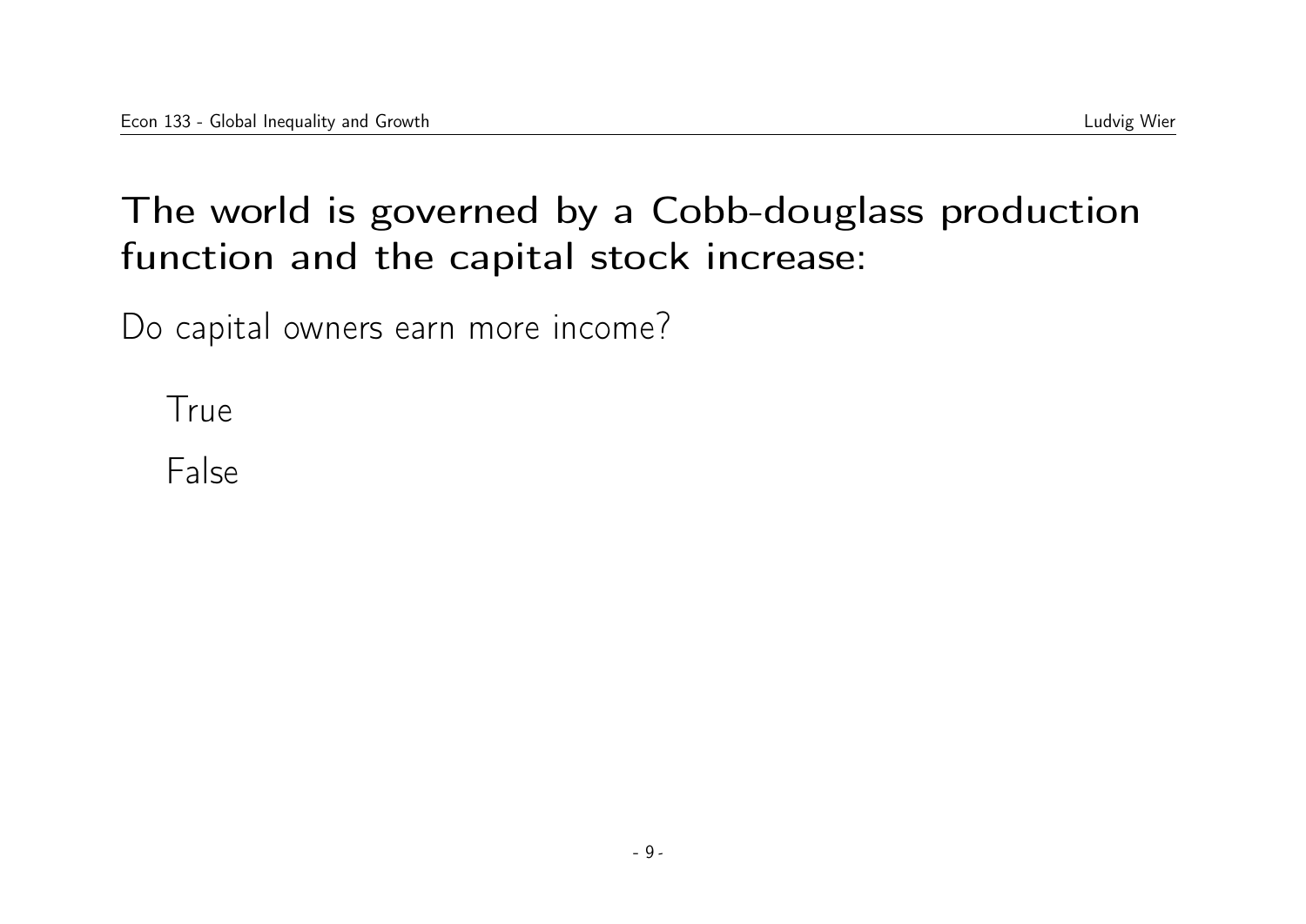# The world is governed by a Cobb-douglass production function and the capital stock increase:

Do capital owners earn more income?

- True
- False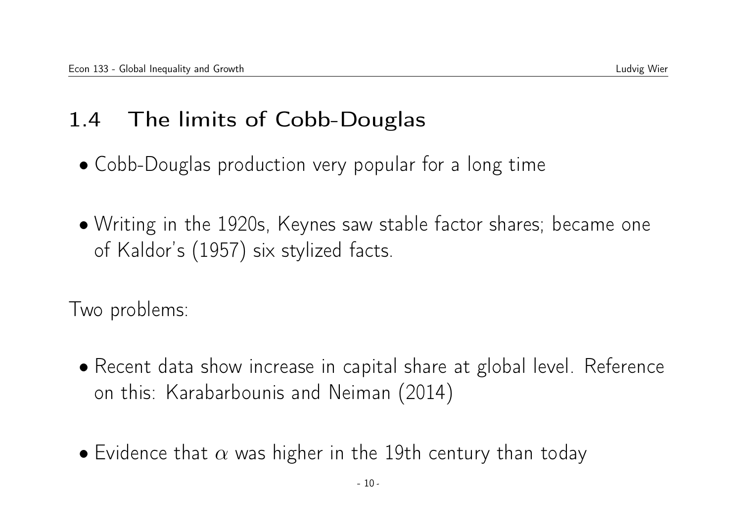## 1.4 The limits of Cobb-Douglas

- Cobb-Douglas production very popular for a long time
- Writing in the 1920s, Keynes saw stable factor shares; became one of Kaldor's (1957) six stylized facts.

Two problems:

- Recent data show increase in capital share at global level. Reference on this: Karabarbounis and Neiman (2014)
- Evidence that $\alpha$ was higher in the 19th century than today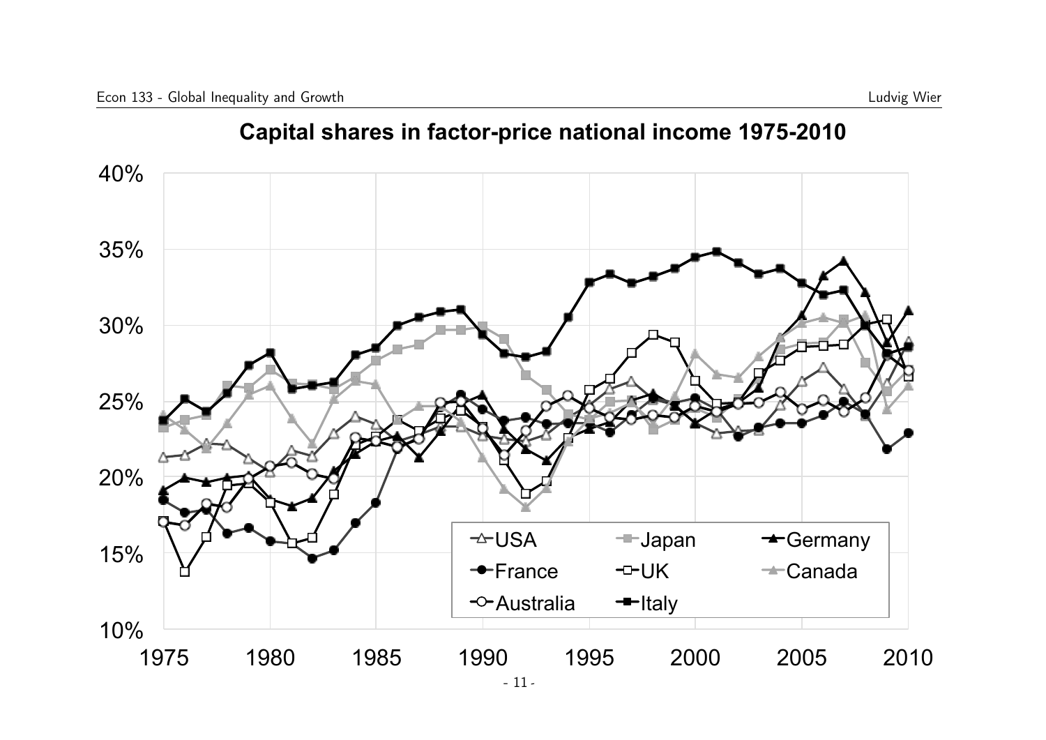## Capital shares in factor-price national income 1975-2010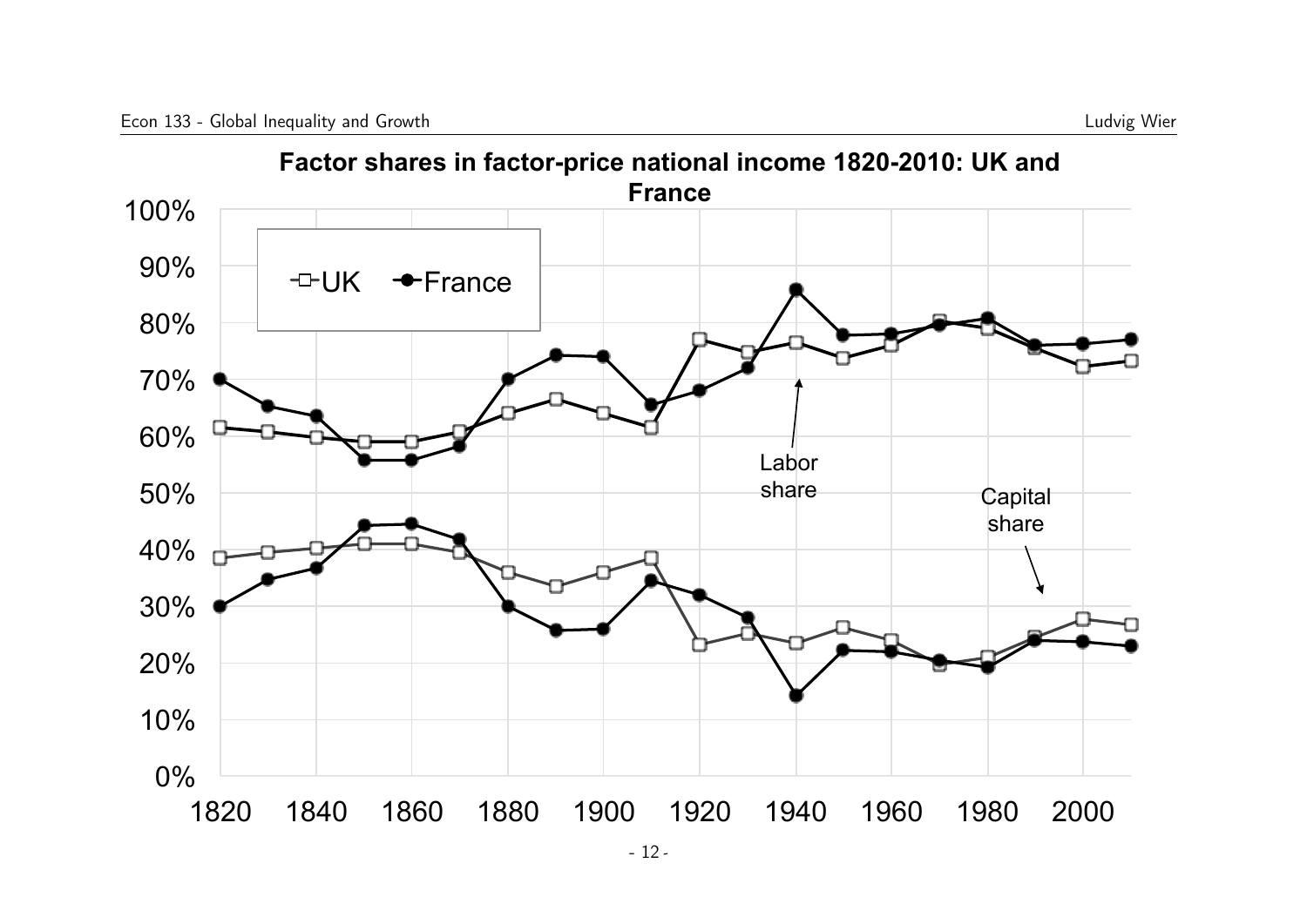**Factor shares in factor-price national income 1820-2010: UK and France**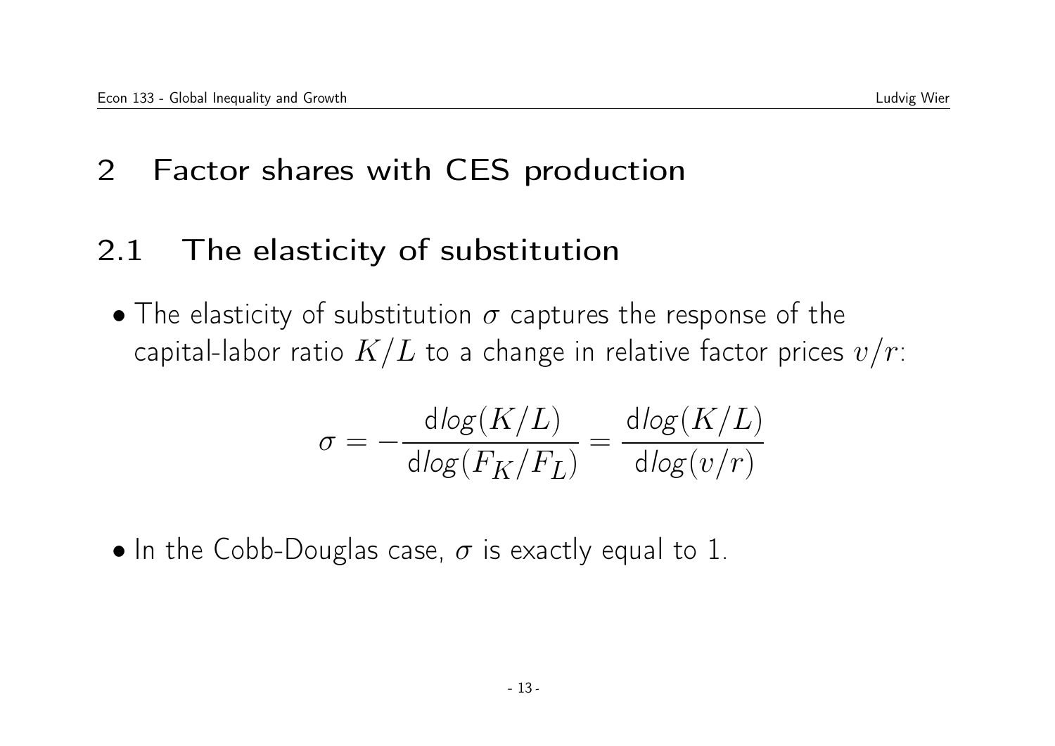# 2 Factor shares with CES production

## 2.1 The elasticity of substitution

- The elasticity of substitution $\sigma$ captures the response of the capital-labor ratio $K/L$ to a change in relative factor prices $v/r$:

$$\sigma = -\frac{d\mathit{log}(K/L)}{d\mathit{log}(F_K/F_L)} = \frac{d\mathit{log}(K/L)}{d\mathit{log}(v/r)}$$

- In the Cobb-Douglas case, $\sigma$ is exactly equal to 1.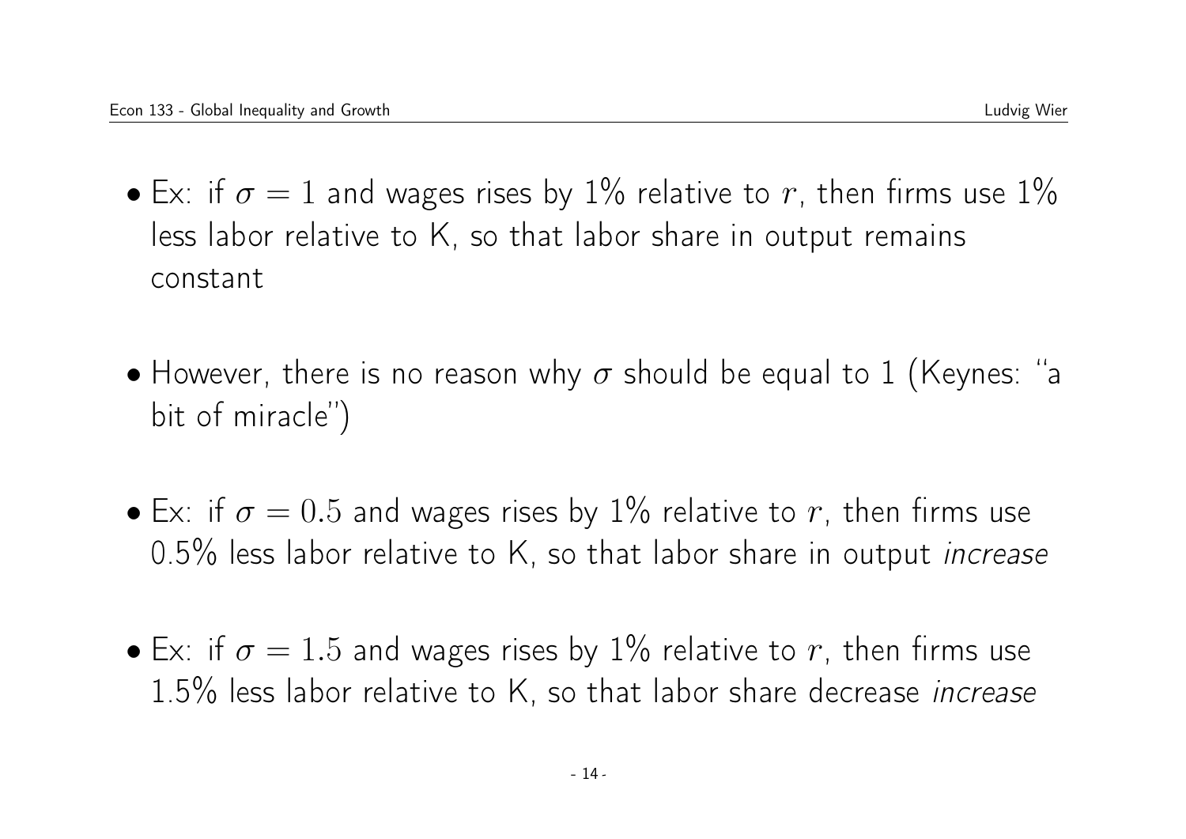- Ex: if $\sigma = 1$ and wages rises by 1% relative to $r$, then firms use 1% less labor relative to K, so that labor share in output remains constant

- However, there is no reason why $\sigma$ should be equal to 1 (Keynes: "a bit of miracle")

- Ex: if $\sigma = 0.5$ and wages rises by 1% relative to $r$, then firms use 0.5% less labor relative to K, so that labor share in output *increase*

- Ex: if $\sigma = 1.5$ and wages rises by 1% relative to $r$, then firms use 1.5% less labor relative to K, so that labor share decrease *increase*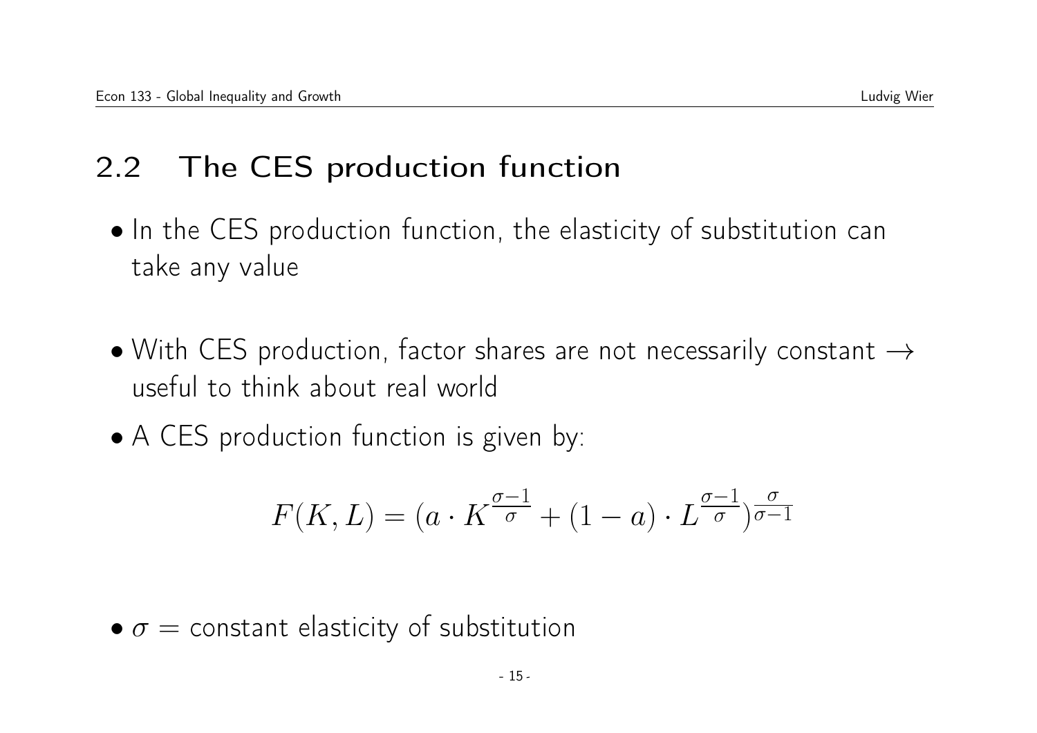## 2.2 The CES production function

- In the CES production function, the elasticity of substitution can take any value

- With CES production, factor shares are not necessarily constant $\rightarrow$ useful to think about real world
- A CES production function is given by:

$$F(K, L) = (a \cdot K^{\frac{\sigma-1}{\sigma}} + (1-a) \cdot L^{\frac{\sigma-1}{\sigma}})^{\frac{\sigma}{\sigma-1}}$$

- $\sigma$ = constant elasticity of substitution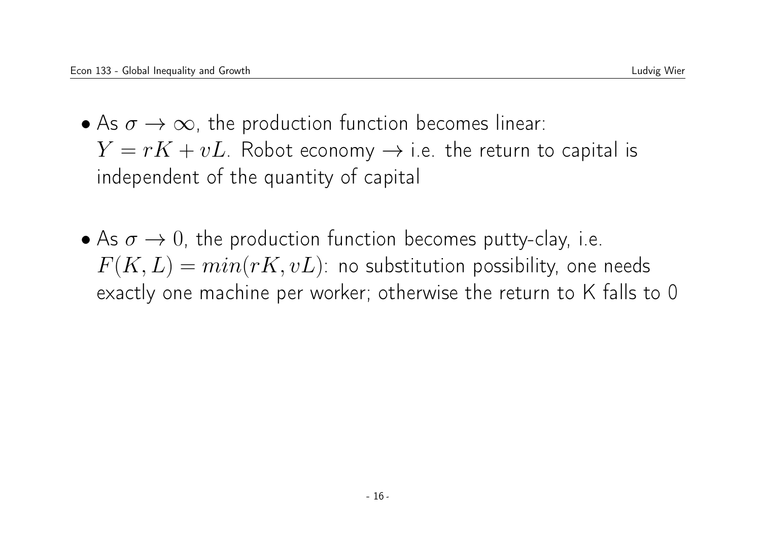- As $\sigma \to \infty$, the production function becomes linear: $Y = rK + vL$. Robot economy $\to$ i.e. the return to capital is independent of the quantity of capital

- As $\sigma \to 0$, the production function becomes putty-clay, i.e. $F(K, L) = min(rK, vL)$: no substitution possibility, one needs exactly one machine per worker; otherwise the return to K falls to 0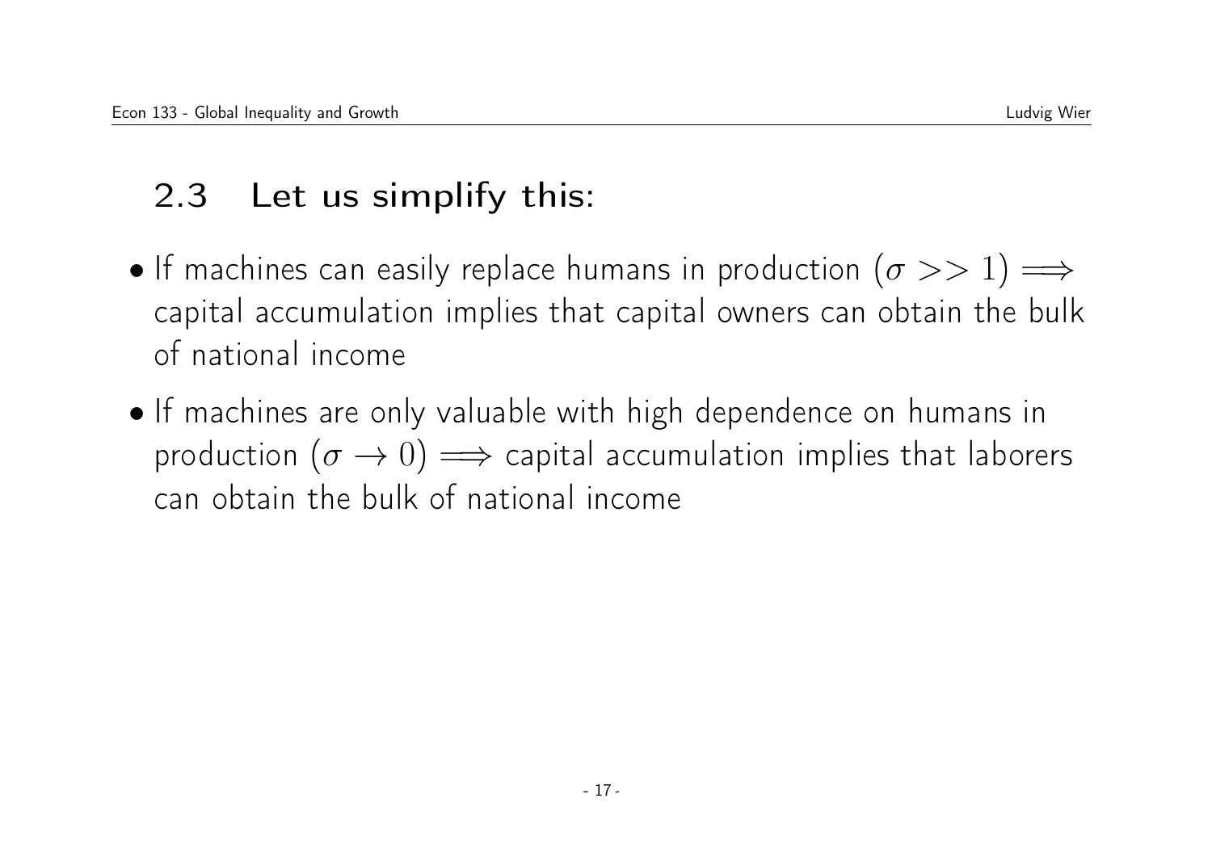## 2.3 Let us simplify this:

- If machines can easily replace humans in production ($\sigma >> 1$) $\Longrightarrow$ capital accumulation implies that capital owners can obtain the bulk of national income
- If machines are only valuable with high dependence on humans in production ($\sigma \rightarrow 0$) $\Longrightarrow$ capital accumulation implies that laborers can obtain the bulk of national income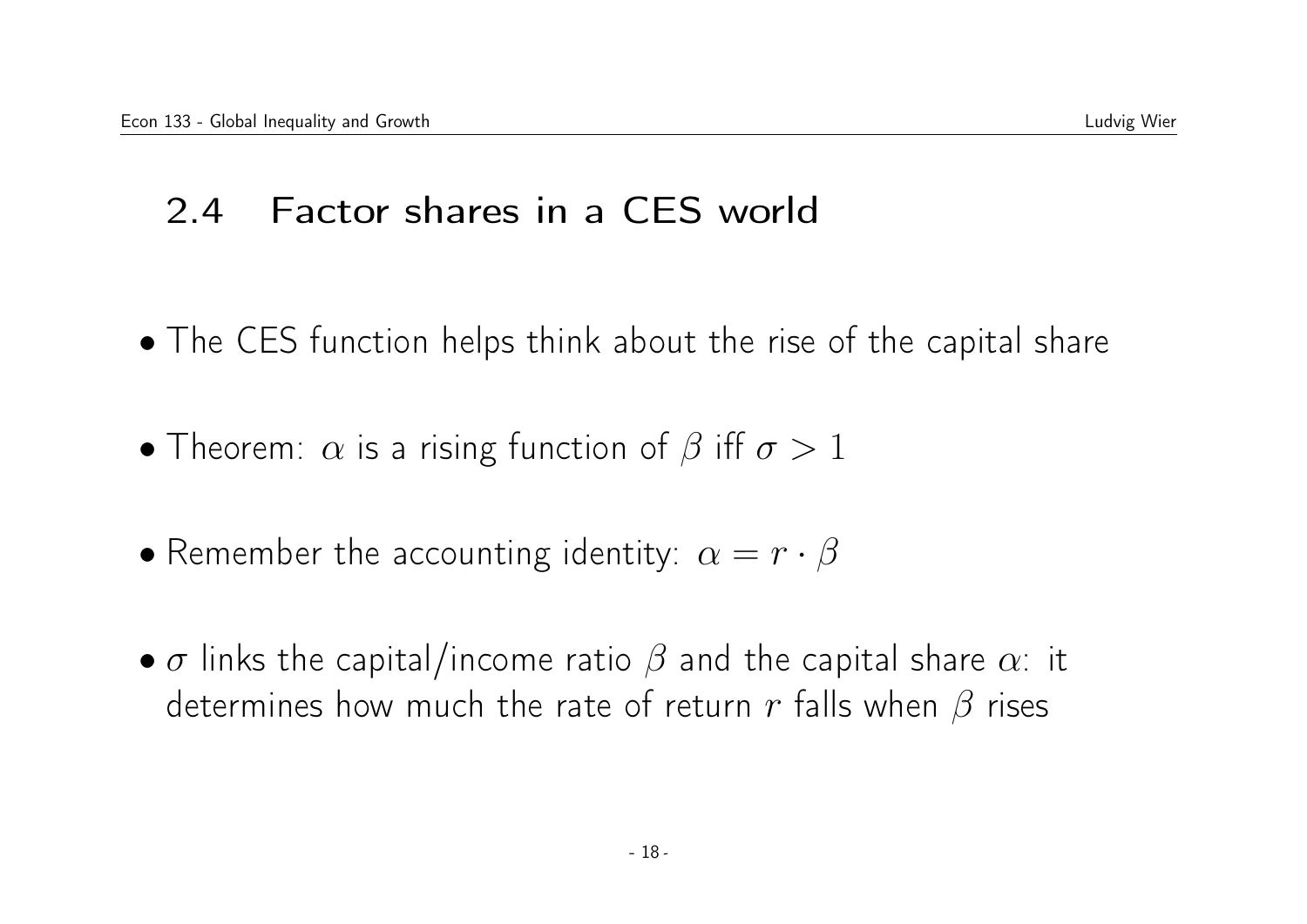## 2.4 Factor shares in a CES world

- The CES function helps think about the rise of the capital share
- Theorem: $\alpha$ is a rising function of $\beta$ iff $\sigma > 1$
- Remember the accounting identity: $\alpha = r \cdot \beta$
- $\sigma$ links the capital/income ratio $\beta$ and the capital share $\alpha$: it determines how much the rate of return $r$ falls when $\beta$ rises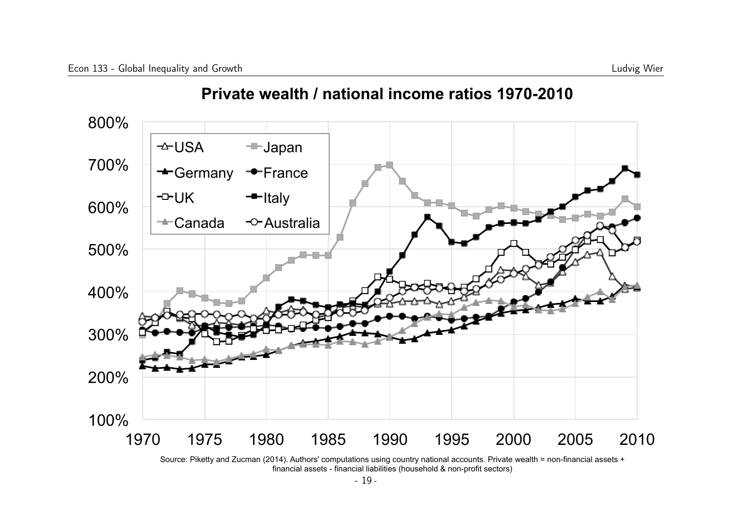## Private wealth / national income ratios 1970-2010

Source: Piketty and Zucman (2014). Authors' computations using country national accounts. Private wealth = non-financial assets + financial assets - financial liabilities (household & non-profit sectors)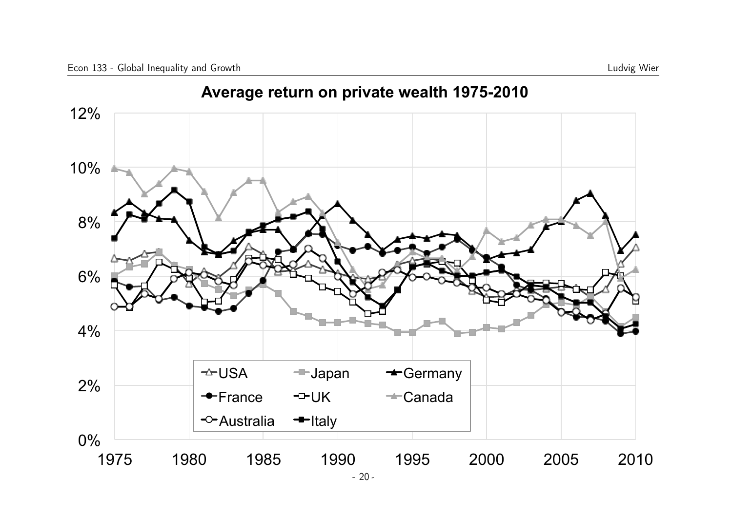**Average return on private wealth 1975-2010**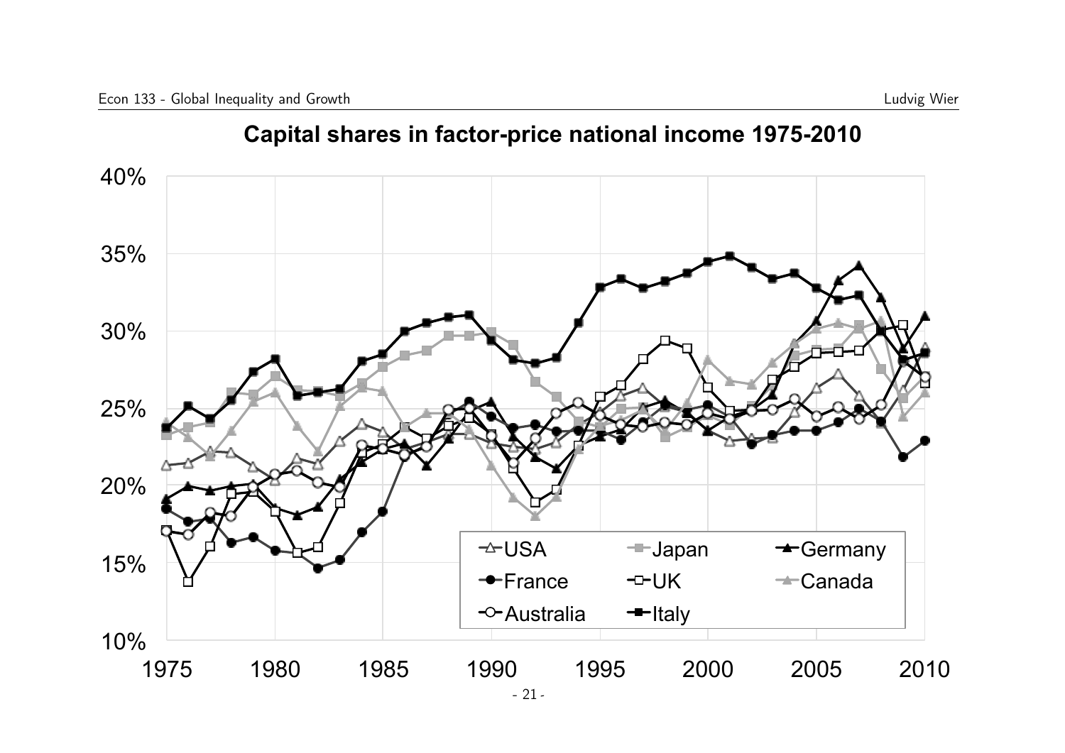# Capital shares in factor-price national income 1975-2010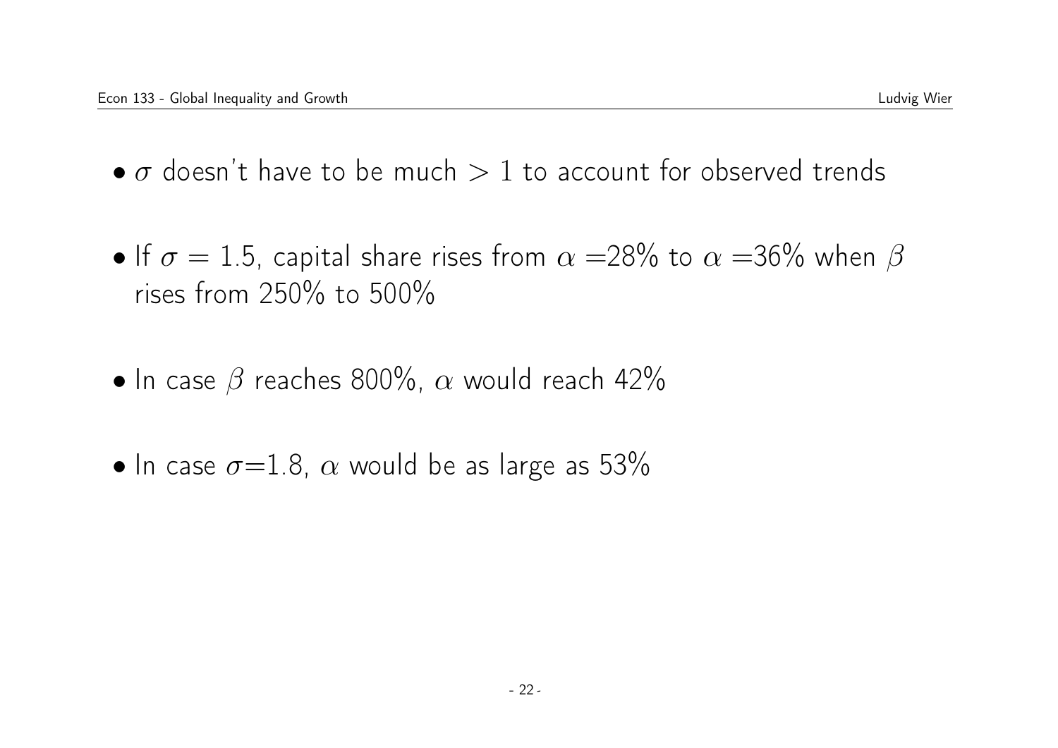- $\sigma$ doesn't have to be much $> 1$ to account for observed trends

- If $\sigma = 1.5$, capital share rises from $\alpha =$28% to $\alpha =$36% when $\beta$ rises from 250% to 500%

- In case $\beta$ reaches 800%, $\alpha$ would reach 42%

- In case $\sigma$=1.8, $\alpha$ would be as large as 53%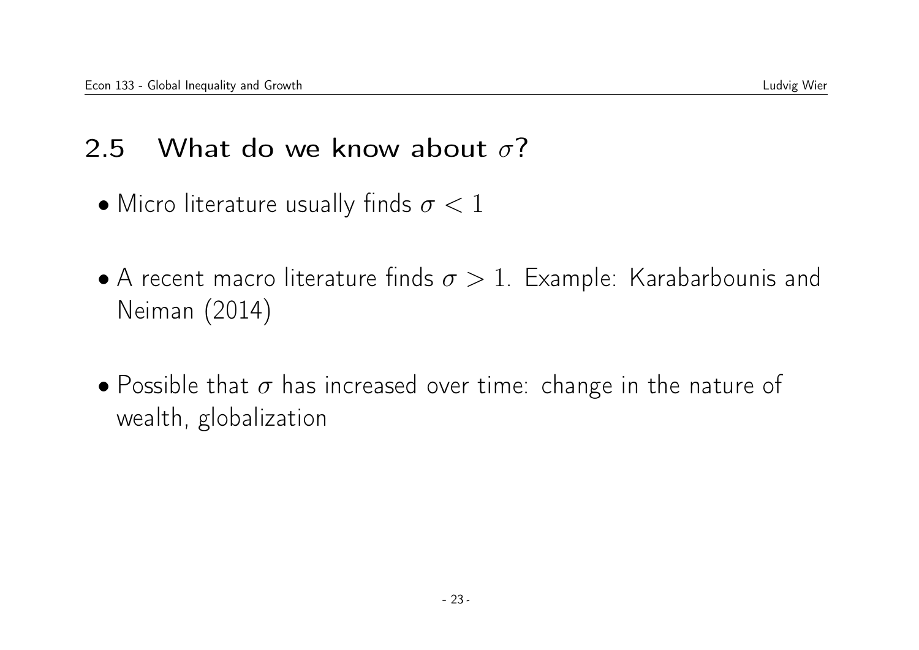## 2.5 What do we know about $\sigma$?

- Micro literature usually finds $\sigma < 1$
- A recent macro literature finds $\sigma > 1$. Example: Karabarbounis and Neiman (2014)
- Possible that $\sigma$ has increased over time: change in the nature of wealth, globalization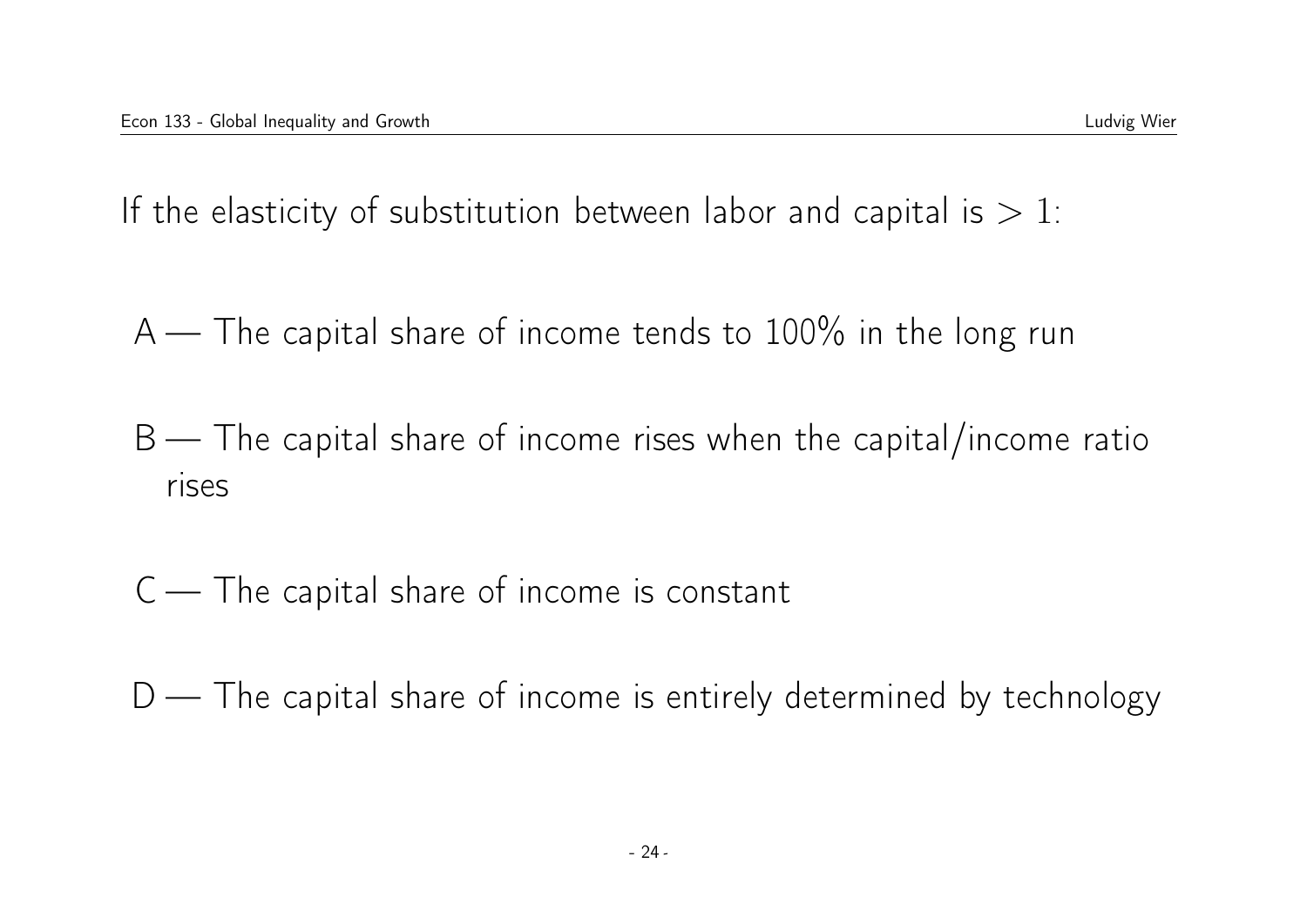If the elasticity of substitution between labor and capital is $> 1$:

A — The capital share of income tends to 100% in the long run

B — The capital share of income rises when the capital/income ratio rises

C — The capital share of income is constant

D — The capital share of income is entirely determined by technology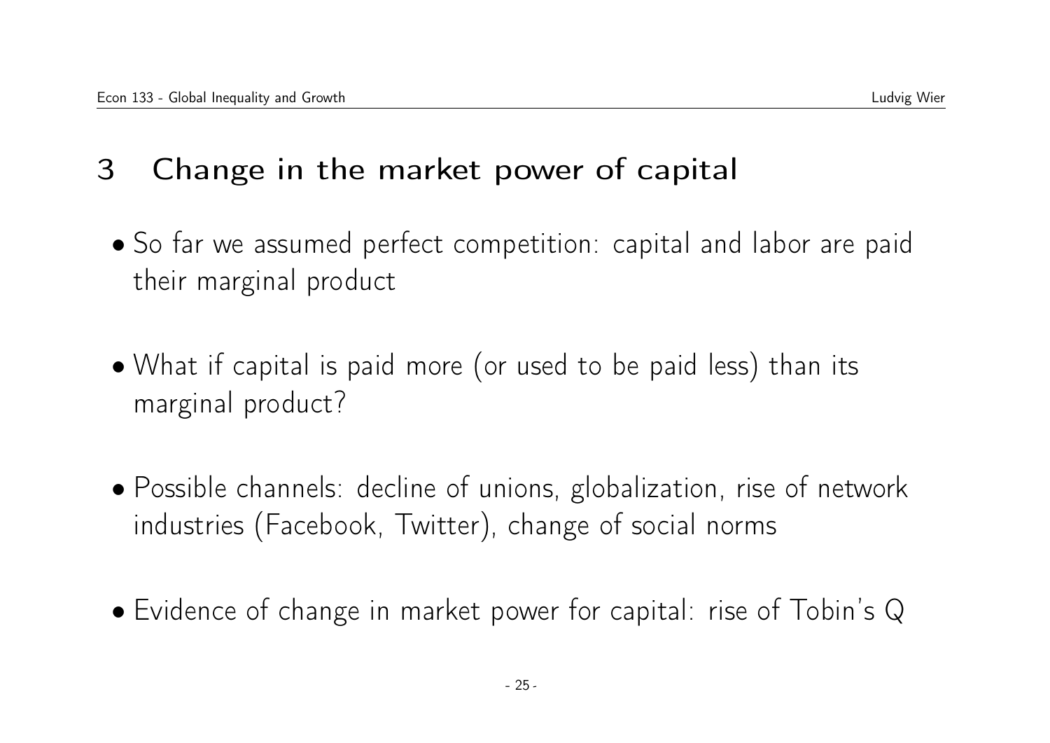# 3 Change in the market power of capital

- So far we assumed perfect competition: capital and labor are paid their marginal product

- What if capital is paid more (or used to be paid less) than its marginal product?

- Possible channels: decline of unions, globalization, rise of network industries (Facebook, Twitter), change of social norms

- Evidence of change in market power for capital: rise of Tobin's Q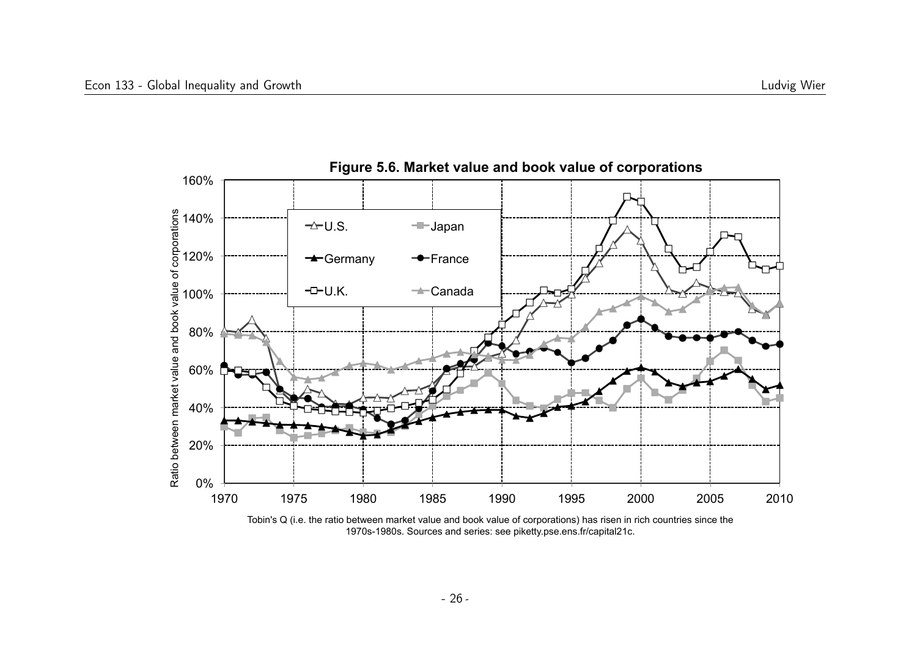**Figure 5.6. Market value and book value of corporations**

Tobin's Q (i.e. the ratio between market value and book value of corporations) has risen in rich countries since the 1970s-1980s. Sources and series: see piketty.pse.ens.fr/capital21c.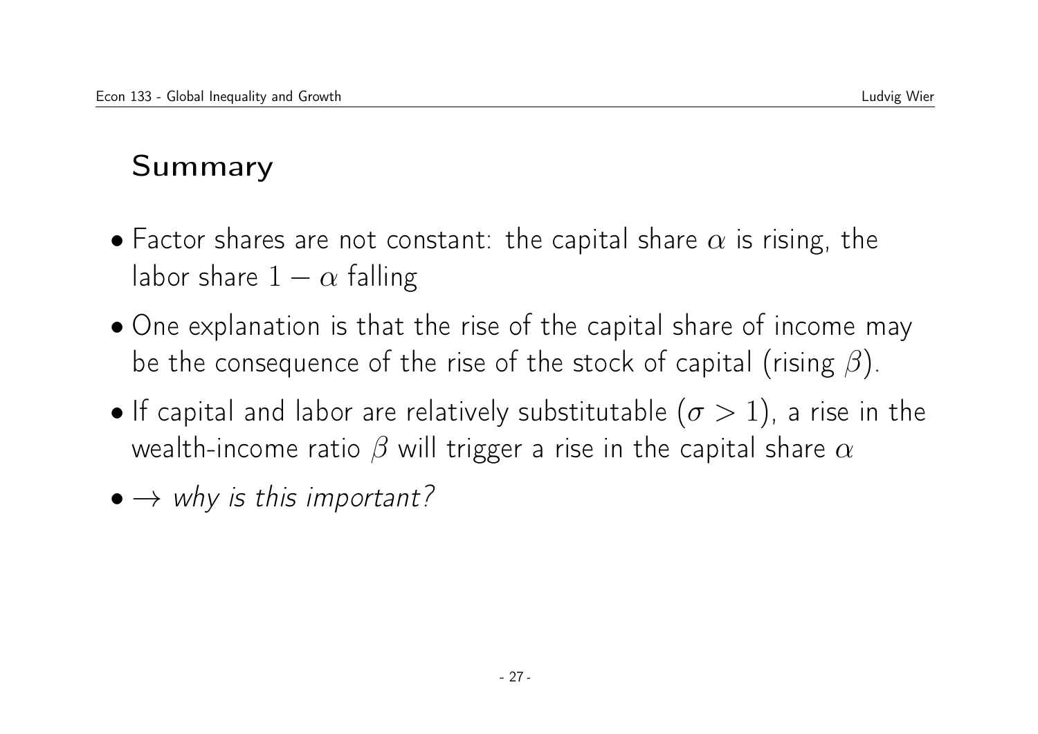## Summary

- Factor shares are not constant: the capital share $\alpha$ is rising, the labor share $1 - \alpha$ falling
- One explanation is that the rise of the capital share of income may be the consequence of the rise of the stock of capital (rising $\beta$).
- If capital and labor are relatively substitutable ($\sigma > 1$), a rise in the wealth-income ratio $\beta$ will trigger a rise in the capital share $\alpha$
- $\rightarrow$ *why is this important?*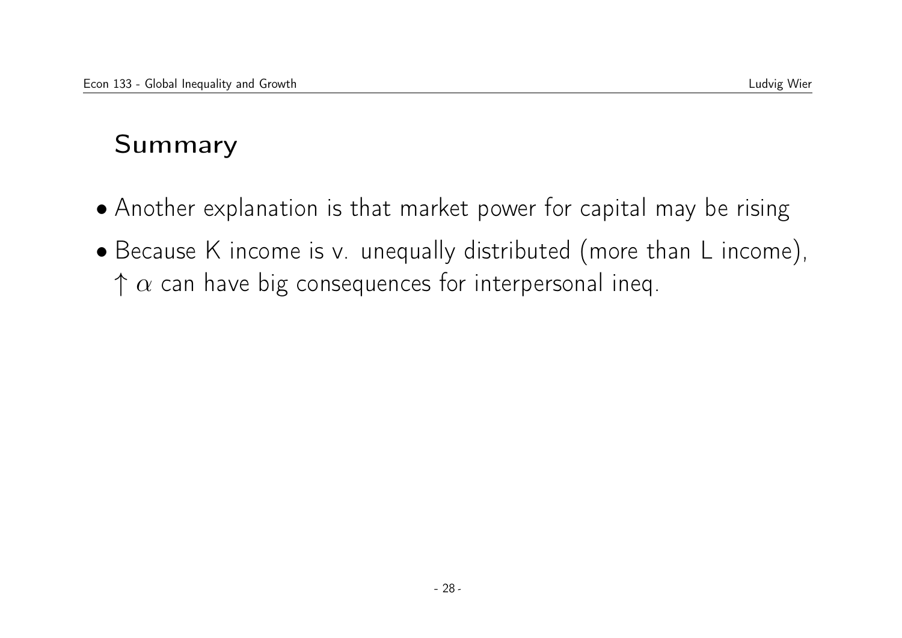## Summary

- Another explanation is that market power for capital may be rising
- Because K income is v. unequally distributed (more than L income), $\uparrow \alpha$ can have big consequences for interpersonal ineq.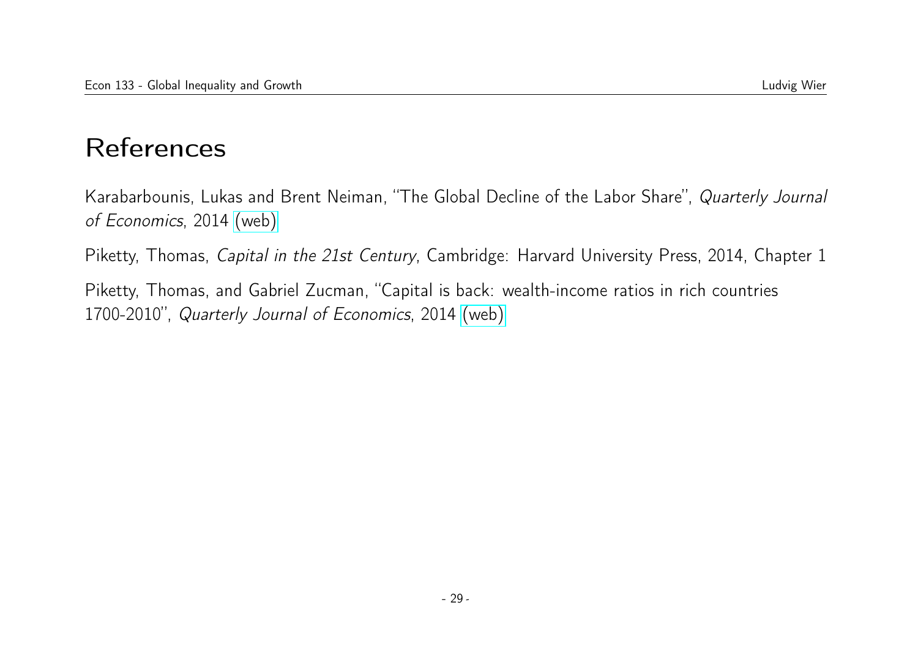# References

Karabarbounis, Lukas and Brent Neiman, "The Global Decline of the Labor Share", *Quarterly Journal of Economics*, 2014 (web)

Piketty, Thomas, *Capital in the 21st Century*, Cambridge: Harvard University Press, 2014, Chapter 1

Piketty, Thomas, and Gabriel Zucman, "Capital is back: wealth-income ratios in rich countries 1700-2010", *Quarterly Journal of Economics*, 2014 (web)